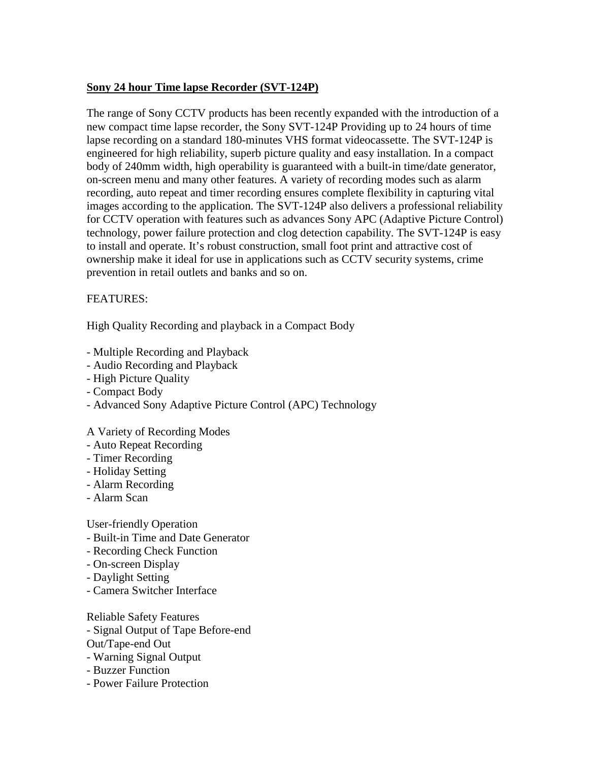**Sony 24 hour Time lapse Recorder (SVT-124P)**

The range of Sony CCTV products has been recently expanded with the introduction of a new compact time lapse recorder, the Sony SVT-124P Providing up to 24 hours of time lapse recording on a standard 180-minutes VHS format videocassette. The SVT-124P is engineered for high reliability, superb picture quality and easy installation. In a compact body of 240mm width, high operability is guaranteed with a built-in time/date generator, on-screen menu and many other features. A variety of recording modes such as alarm recording, auto repeat and timer recording ensures complete flexibility in capturing vital images according to the application. The SVT-124P also delivers a professional reliability for CCTV operation with features such as advances Sony APC (Adaptive Picture Control) technology, power failure protection and clog detection capability. The SVT-124P is easy to install and operate. It's robust construction, small foot print and attractive cost of ownership make it ideal for use in applications such as CCTV security systems, crime prevention in retail outlets and banks and so on.

FEATURES:

High Quality Recording and playback in a Compact Body

- Multiple Recording and Playback
- Audio Recording and Playback
- High Picture Quality
- Compact Body
- Advanced Sony Adaptive Picture Control (APC) Technology

A Variety of Recording Modes
- Auto Repeat Recording
- Timer Recording
- Holiday Setting
- Alarm Recording
- Alarm Scan

User-friendly Operation
- Built-in Time and Date Generator
- Recording Check Function
- On-screen Display
- Daylight Setting
- Camera Switcher Interface

Reliable Safety Features
- Signal Output of Tape Before-end Out/Tape-end Out
- Warning Signal Output
- Buzzer Function
- Power Failure Protection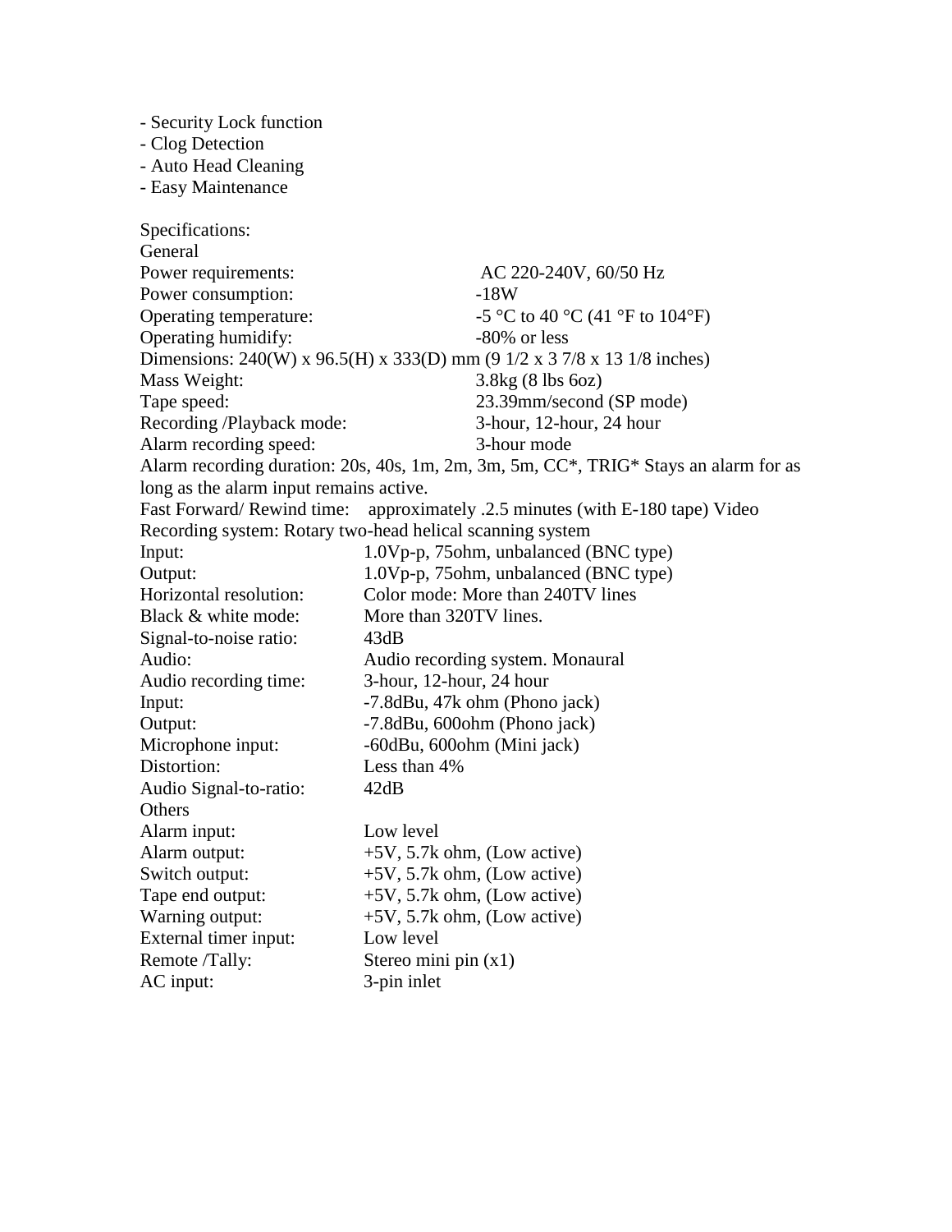- Security Lock function
- Clog Detection
- Auto Head Cleaning
- Easy Maintenance

Specifications:

General

| | |
|---|---|
| Power requirements: | AC 220-240V, 60/50 Hz |
| Power consumption: | -18W |
| Operating temperature: | -5 °C to 40 °C (41 °F to 104°F) |
| Operating humidify: | -80% or less |

Dimensions: 240(W) x 96.5(H) x 333(D) mm (9 1/2 x 3 7/8 x 13 1/8 inches)

| | |
|---|---|
| Mass Weight: | 3.8kg (8 lbs 6oz) |
| Tape speed: | 23.39mm/second (SP mode) |
| Recording /Playback mode: | 3-hour, 12-hour, 24 hour |
| Alarm recording speed: | 3-hour mode |

Alarm recording duration: 20s, 40s, 1m, 2m, 3m, 5m, CC*, TRIG* Stays an alarm for as long as the alarm input remains active.

Fast Forward/ Rewind time: approximately .2.5 minutes (with E-180 tape) Video Recording system: Rotary two-head helical scanning system

| | |
|---|---|
| Input: | 1.0Vp-p, 75ohm, unbalanced (BNC type) |
| Output: | 1.0Vp-p, 75ohm, unbalanced (BNC type) |
| Horizontal resolution: | Color mode: More than 240TV lines |
| Black & white mode: | More than 320TV lines. |
| Signal-to-noise ratio: | 43dB |
| Audio: | Audio recording system. Monaural |
| Audio recording time: | 3-hour, 12-hour, 24 hour |
| Input: | -7.8dBu, 47k ohm (Phono jack) |
| Output: | -7.8dBu, 600ohm (Phono jack) |
| Microphone input: | -60dBu, 600ohm (Mini jack) |
| Distortion: | Less than 4% |
| Audio Signal-to-ratio: | 42dB |

Others

| | |
|---|---|
| Alarm input: | Low level |
| Alarm output: | +5V, 5.7k ohm, (Low active) |
| Switch output: | +5V, 5.7k ohm, (Low active) |
| Tape end output: | +5V, 5.7k ohm, (Low active) |
| Warning output: | +5V, 5.7k ohm, (Low active) |
| External timer input: | Low level |
| Remote /Tally: | Stereo mini pin (x1) |
| AC input: | 3-pin inlet |